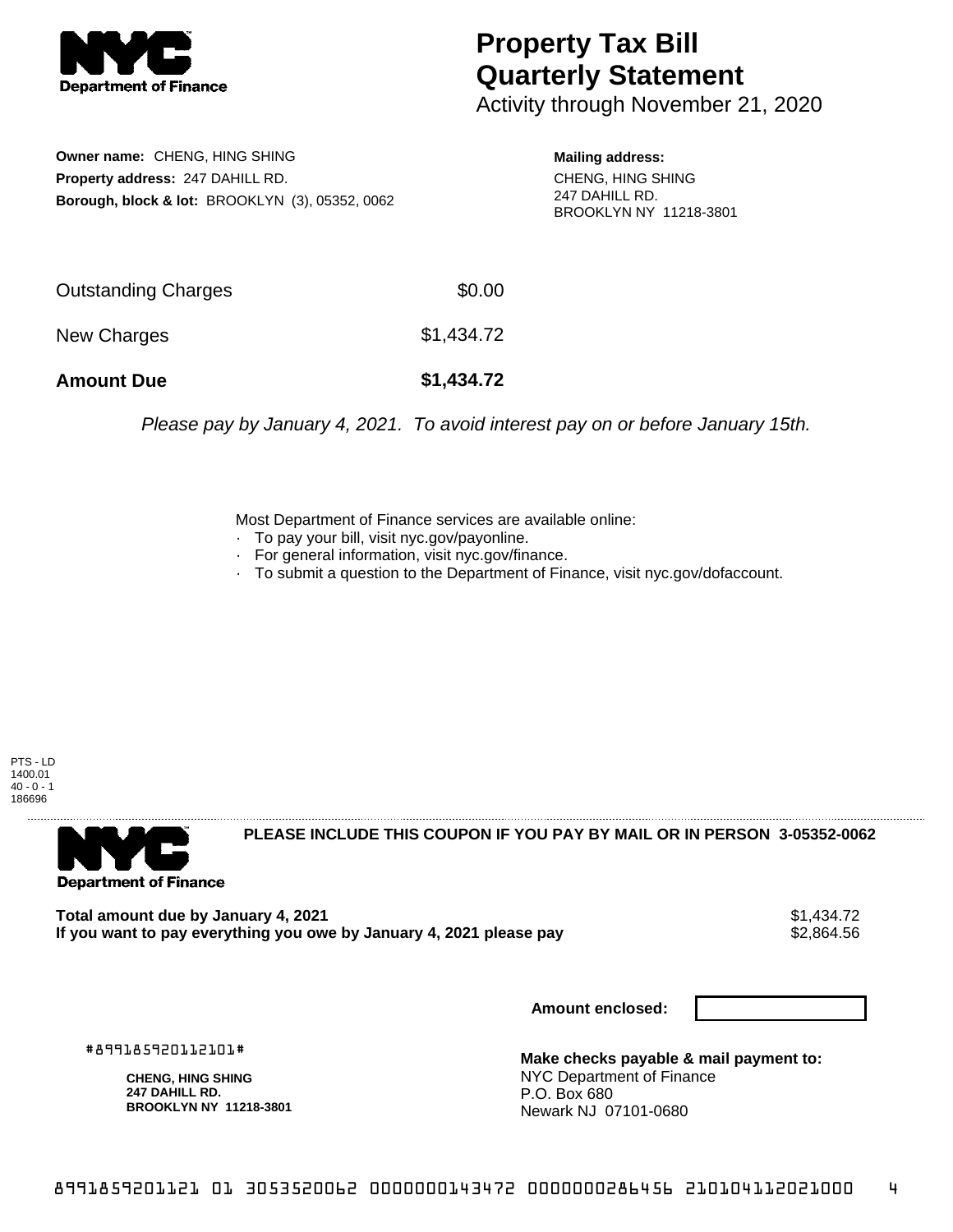# Property Tax Bill Quarterly Statement

Activity through November 21, 2020

**Owner name:** CHENG, HING SHING
**Property address:** 247 DAHILL RD.
**Borough, block & lot:** BROOKLYN (3), 05352, 0062

**Mailing address:**
CHENG, HING SHING
247 DAHILL RD.
BROOKLYN NY 11218-3801

| | |
|---|---|
| Outstanding Charges | $0.00 |
| New Charges | $1,434.72 |
| **Amount Due** | **$1,434.72** |

*Please pay by January 4, 2021. To avoid interest pay on or before January 15th.*

Most Department of Finance services are available online:

- To pay your bill, visit nyc.gov/payonline.
- For general information, visit nyc.gov/finance.
- To submit a question to the Department of Finance, visit nyc.gov/dofaccount.

PTS - LD
1400.01
40 - 0 - 1
186696

---

**PLEASE INCLUDE THIS COUPON IF YOU PAY BY MAIL OR IN PERSON 3-05352-0062**

| | |
|---|---|
| **Total amount due by January 4, 2021** | $1,434.72 |
| **If you want to pay everything you owe by January 4, 2021 please pay** | $2,864.56 |

**Amount enclosed:**

#899185920112101#

**CHENG, HING SHING**
**247 DAHILL RD.**
**BROOKLYN NY 11218-3801**

**Make checks payable & mail payment to:**
NYC Department of Finance
P.O. Box 680
Newark NJ 07101-0680

8991859201121 01 3053520062 0000000143472 0000000286456 210104112021000 4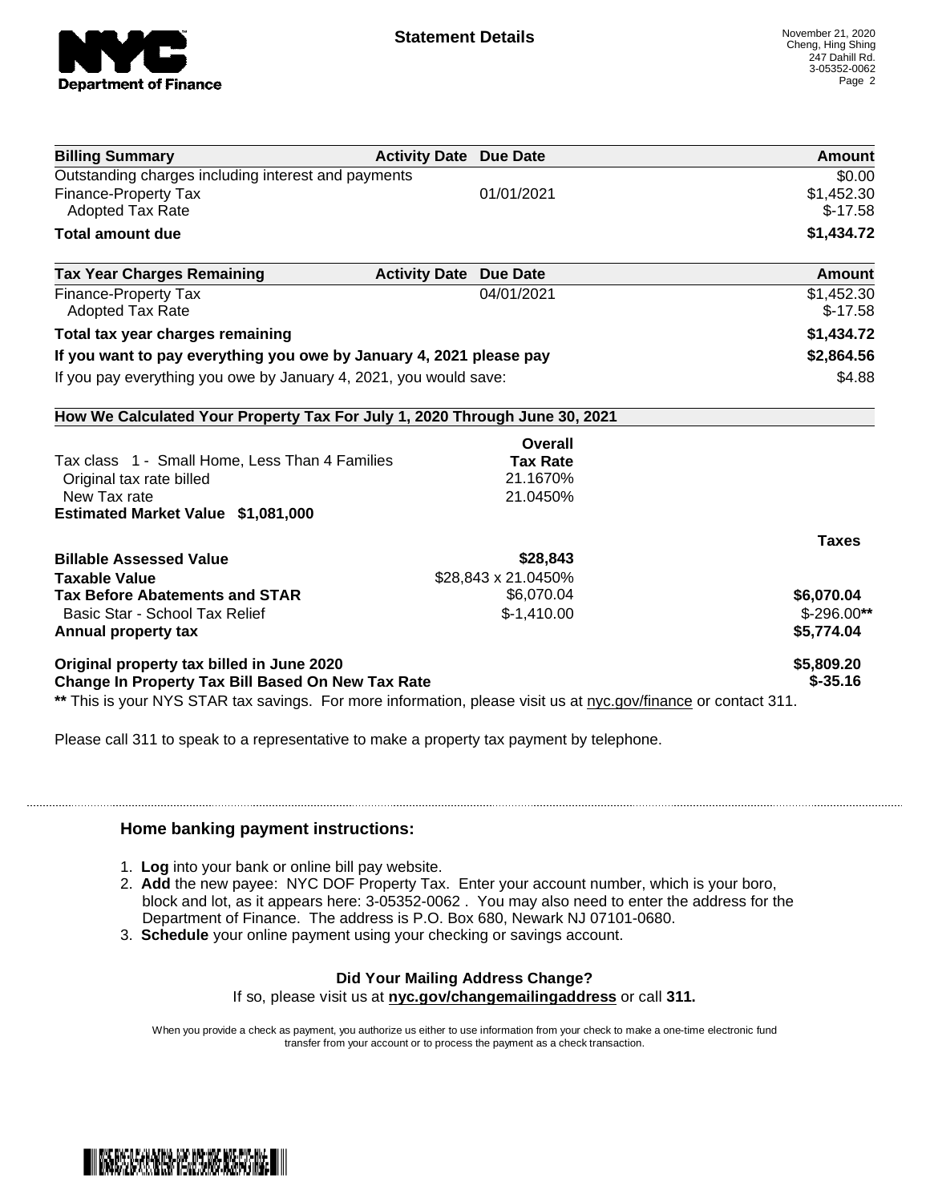## Statement Details

November 21, 2020
Cheng, Hing Shing
247 Dahill Rd.
3-05352-0062

| Billing Summary | Activity Date | Due Date | Amount |
|---|---|---|---|
| Outstanding charges including interest and payments | | | $0.00 |
| Finance-Property Tax | | 01/01/2021 | $1,452.30 |
| Adopted Tax Rate | | | $-17.58 |
| **Total amount due** | | | **$1,434.72** |

| Tax Year Charges Remaining | Activity Date | Due Date | Amount |
|---|---|---|---|
| Finance-Property Tax | | 04/01/2021 | $1,452.30 |
| Adopted Tax Rate | | | $-17.58 |
| **Total tax year charges remaining** | | | **$1,434.72** |
| **If you want to pay everything you owe by January 4, 2021 please pay** | | | **$2,864.56** |
| If you pay everything you owe by January 4, 2021, you would save: | | | $4.88 |

**How We Calculated Your Property Tax For July 1, 2020 Through June 30, 2021**

| | Overall Tax Rate | Taxes |
|---|---|---|
| Tax class 1 - Small Home, Less Than 4 Families | | |
| Original tax rate billed | 21.1670% | |
| New Tax rate | 21.0450% | |
| **Estimated Market Value $1,081,000** | | |
| **Billable Assessed Value** | **$28,843** | |
| **Taxable Value** | $28,843 x 21.0450% | |
| **Tax Before Abatements and STAR** | $6,070.04 | **$6,070.04** |
| Basic Star - School Tax Relief | $-1,410.00 | $-296.00** |
| **Annual property tax** | | **$5,774.04** |
| **Original property tax billed in June 2020** | | **$5,809.20** |
| **Change In Property Tax Bill Based On New Tax Rate** | | **$-35.16** |

** This is your NYS STAR tax savings. For more information, please visit us at nyc.gov/finance or contact 311.

Please call 311 to speak to a representative to make a property tax payment by telephone.

### Home banking payment instructions:

1. **Log** into your bank or online bill pay website.
2. **Add** the new payee: NYC DOF Property Tax. Enter your account number, which is your boro, block and lot, as it appears here: 3-05352-0062 . You may also need to enter the address for the Department of Finance. The address is P.O. Box 680, Newark NJ 07101-0680.
3. **Schedule** your online payment using your checking or savings account.

**Did Your Mailing Address Change?**

If so, please visit us at **nyc.gov/changemailingaddress** or call **311.**

When you provide a check as payment, you authorize us either to use information from your check to make a one-time electronic fund transfer from your account or to process the payment as a check transaction.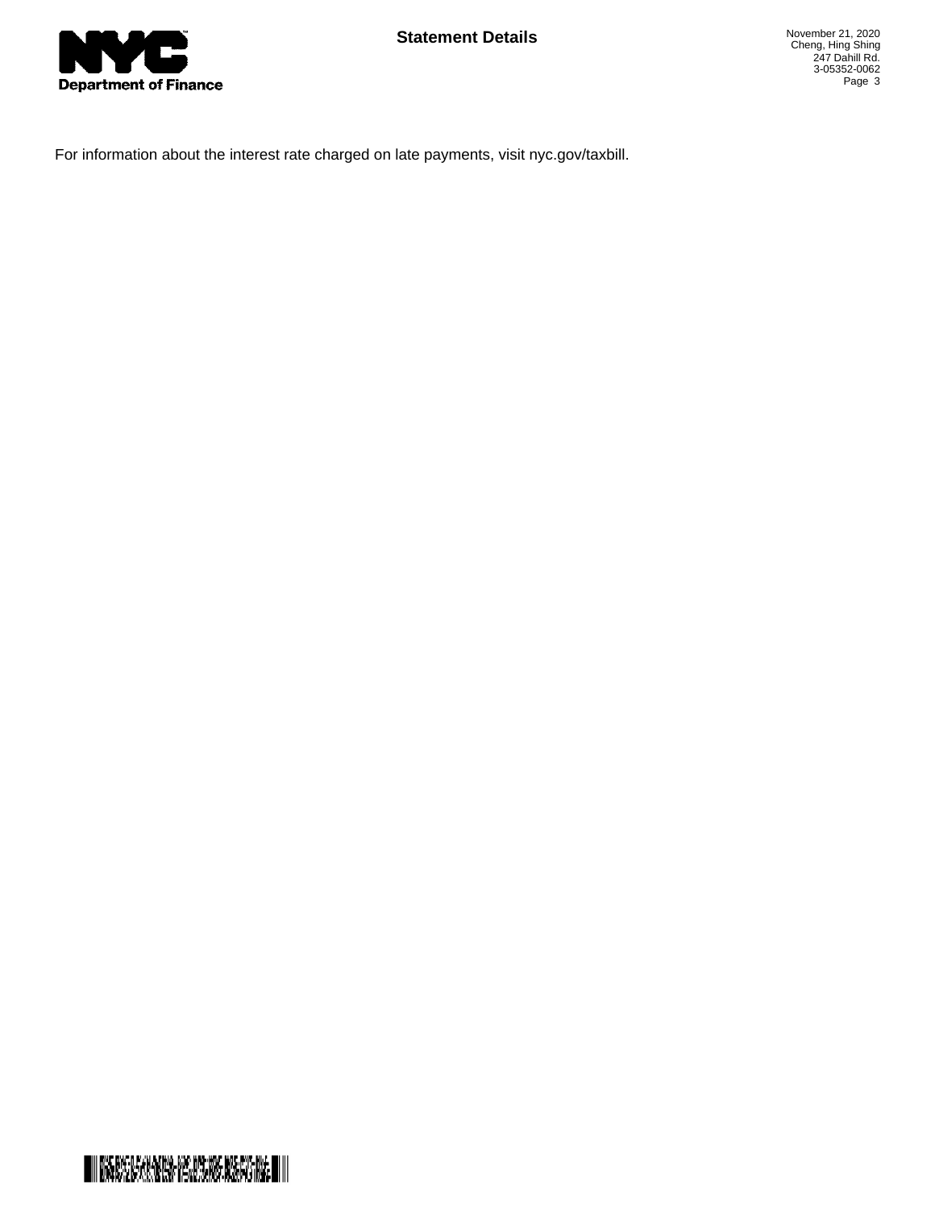For information about the interest rate charged on late payments, visit nyc.gov/taxbill.